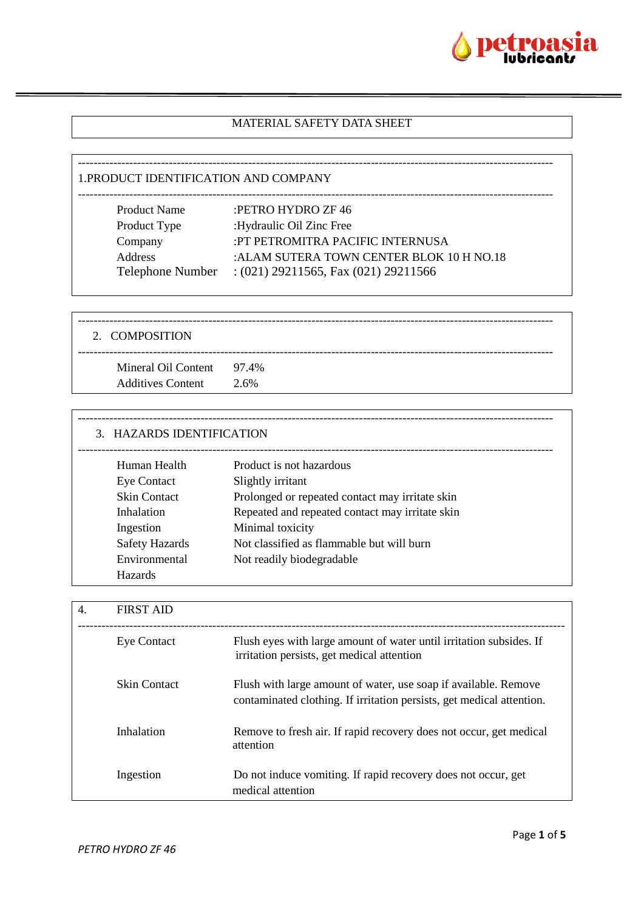# MATERIAL SAFETY DATA SHEET

## 1. PRODUCT IDENTIFICATION AND COMPANY

| | |
|---|---|
| Product Name | :PETRO HYDRO ZF 46 |
| Product Type | :Hydraulic Oil Zinc Free |
| Company | :PT PETROMITRA PACIFIC INTERNUSA |
| Address | :ALAM SUTERA TOWN CENTER BLOK 10 H NO.18 |
| Telephone Number | : (021) 29211565, Fax (021) 29211566 |

## 2. COMPOSITION

| | |
|---|---|
| Mineral Oil Content | 97.4% |
| Additives Content | 2.6% |

## 3. HAZARDS IDENTIFICATION

| | |
|---|---|
| Human Health | Product is not hazardous |
| Eye Contact | Slightly irritant |
| Skin Contact | Prolonged or repeated contact may irritate skin |
| Inhalation | Repeated and repeated contact may irritate skin |
| Ingestion | Minimal toxicity |
| Safety Hazards | Not classified as flammable but will burn |
| Environmental Hazards | Not readily biodegradable |

## 4. FIRST AID

| | |
|---|---|
| Eye Contact | Flush eyes with large amount of water until irritation subsides. If irritation persists, get medical attention |
| Skin Contact | Flush with large amount of water, use soap if available. Remove contaminated clothing. If irritation persists, get medical attention. |
| Inhalation | Remove to fresh air. If rapid recovery does not occur, get medical attention |
| Ingestion | Do not induce vomiting. If rapid recovery does not occur, get medical attention |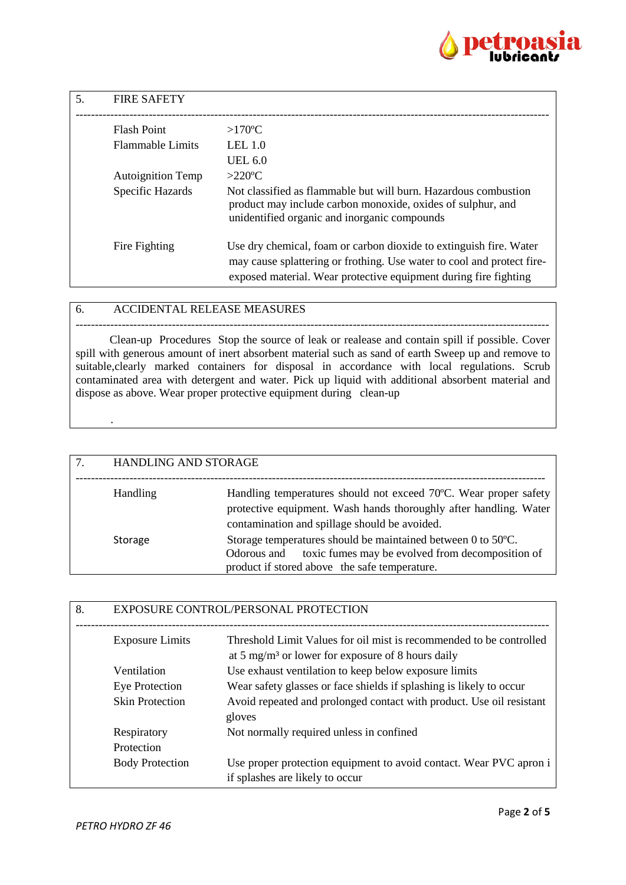## 5. FIRE SAFETY

| | |
|---|---|
| Flash Point | >170ºC |
| Flammable Limits | LEL 1.0<br>UEL 6.0 |
| Autoignition Temp | >220ºC |
| Specific Hazards | Not classified as flammable but will burn. Hazardous combustion product may include carbon monoxide, oxides of sulphur, and unidentified organic and inorganic compounds |
| Fire Fighting | Use dry chemical, foam or carbon dioxide to extinguish fire. Water may cause splattering or frothing. Use water to cool and protect fire-exposed material. Wear protective equipment during fire fighting |

## 6. ACCIDENTAL RELEASE MEASURES

Clean-up Procedures Stop the source of leak or realease and contain spill if possible. Cover spill with generous amount of inert absorbent material such as sand of earth Sweep up and remove to suitable,clearly marked containers for disposal in accordance with local regulations. Scrub contaminated area with detergent and water. Pick up liquid with additional absorbent material and dispose as above. Wear proper protective equipment during clean-up

.

## 7. HANDLING AND STORAGE

| | |
|---|---|
| Handling | Handling temperatures should not exceed 70ºC. Wear proper safety protective equipment. Wash hands thoroughly after handling. Water contamination and spillage should be avoided. |
| Storage | Storage temperatures should be maintained between 0 to 50ºC. Odorous and toxic fumes may be evolved from decomposition of product if stored above the safe temperature. |

## 8. EXPOSURE CONTROL/PERSONAL PROTECTION

| | |
|---|---|
| Exposure Limits | Threshold Limit Values for oil mist is recommended to be controlled at 5 mg/m³ or lower for exposure of 8 hours daily |
| Ventilation | Use exhaust ventilation to keep below exposure limits |
| Eye Protection | Wear safety glasses or face shields if splashing is likely to occur |
| Skin Protection | Avoid repeated and prolonged contact with product. Use oil resistant gloves |
| Respiratory Protection | Not normally required unless in confined |
| Body Protection | Use proper protection equipment to avoid contact. Wear PVC apron i if splashes are likely to occur |

*PETRO HYDRO ZF 46*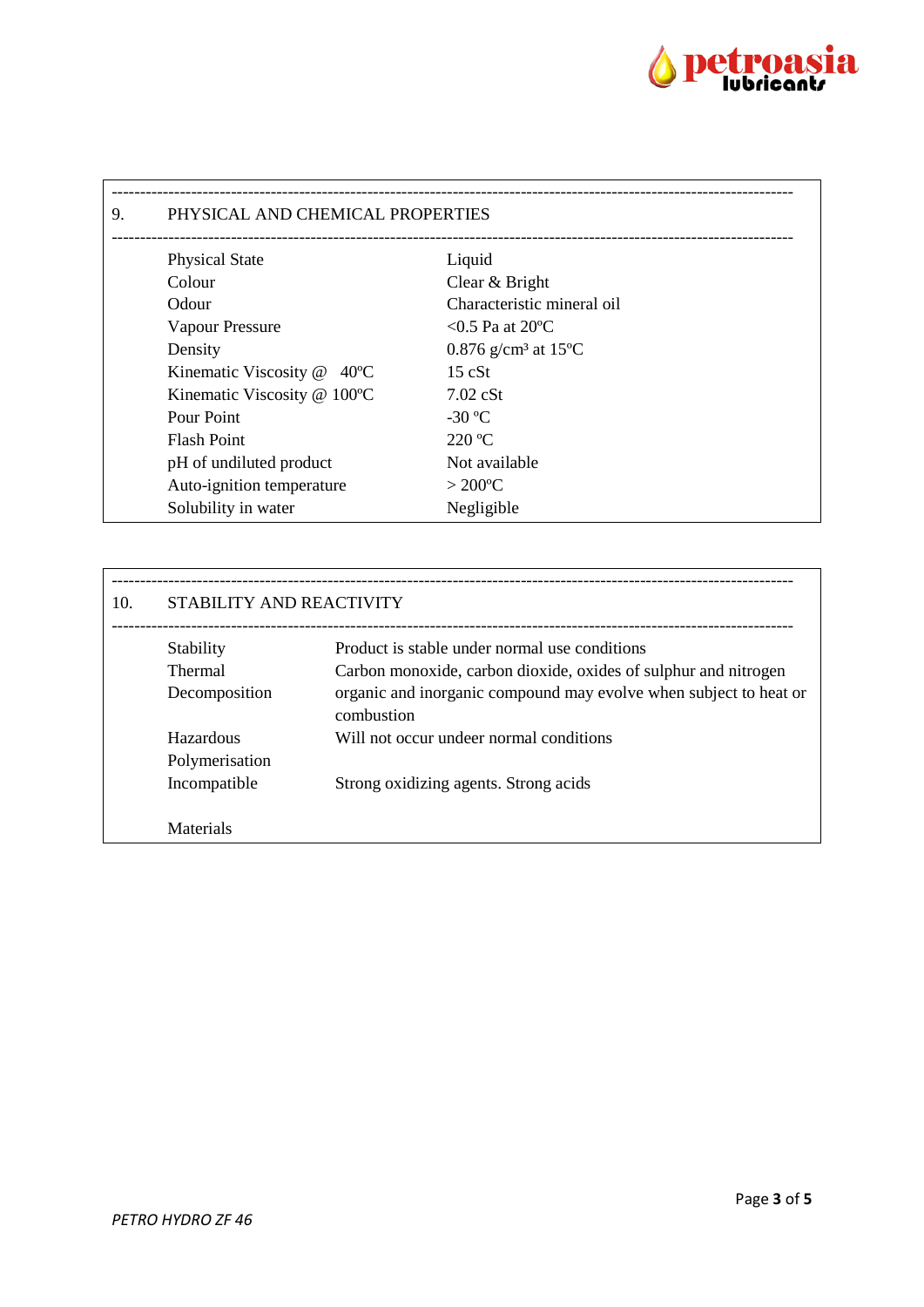## 9. PHYSICAL AND CHEMICAL PROPERTIES

| | |
|---|---|
| Physical State | Liquid |
| Colour | Clear & Bright |
| Odour | Characteristic mineral oil |
| Vapour Pressure | <0.5 Pa at 20ºC |
| Density | 0.876 g/cm³ at 15ºC |
| Kinematic Viscosity @ 40ºC | 15 cSt |
| Kinematic Viscosity @ 100ºC | 7.02 cSt |
| Pour Point | -30 ºC |
| Flash Point | 220 ºC |
| pH of undiluted product | Not available |
| Auto-ignition temperature | > 200ºC |
| Solubility in water | Negligible |

## 10. STABILITY AND REACTIVITY

| | |
|---|---|
| Stability | Product is stable under normal use conditions |
| Thermal Decomposition | Carbon monoxide, carbon dioxide, oxides of sulphur and nitrogen organic and inorganic compound may evolve when subject to heat or combustion |
| Hazardous Polymerisation | Will not occur undeer normal conditions |
| Incompatible Materials | Strong oxidizing agents. Strong acids |

*PETRO HYDRO ZF 46*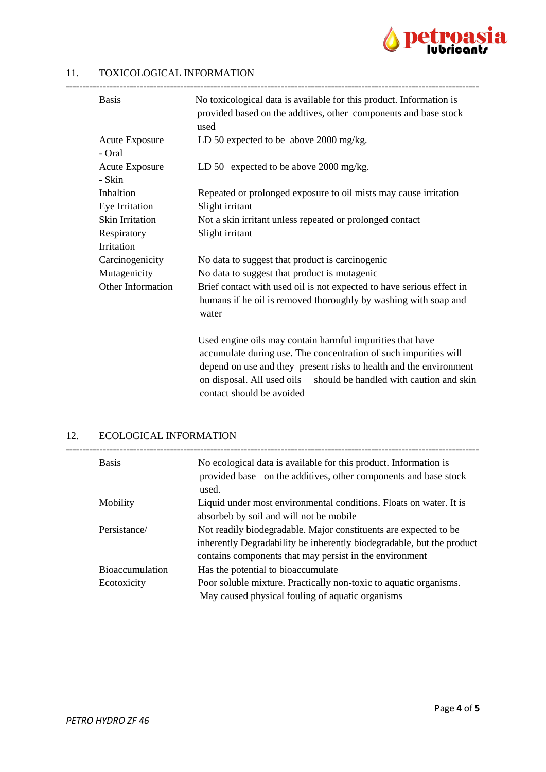## 11. TOXICOLOGICAL INFORMATION

| | |
|---|---|
| Basis | No toxicological data is available for this product. Information is provided based on the addtives, other components and base stock used |
| Acute Exposure - Oral | LD 50 expected to be above 2000 mg/kg. |
| Acute Exposure - Skin | LD 50 expected to be above 2000 mg/kg. |
| Inhaltion | Repeated or prolonged exposure to oil mists may cause irritation |
| Eye Irritation | Slight irritant |
| Skin Irritation | Not a skin irritant unless repeated or prolonged contact |
| Respiratory Irritation | Slight irritant |
| Carcinogenicity | No data to suggest that product is carcinogenic |
| Mutagenicity | No data to suggest that product is mutagenic |
| Other Information | Brief contact with used oil is not expected to have serious effect in humans if he oil is removed thoroughly by washing with soap and water<br><br>Used engine oils may contain harmful impurities that have accumulate during use. The concentration of such impurities will depend on use and they present risks to health and the environment on disposal. All used oils should be handled with caution and skin contact should be avoided |

## 12. ECOLOGICAL INFORMATION

| | |
|---|---|
| Basis | No ecological data is available for this product. Information is provided base on the additives, other components and base stock used. |
| Mobility | Liquid under most environmental conditions. Floats on water. It is absorbeb by soil and will not be mobile |
| Persistance/ | Not readily biodegradable. Major constituents are expected to be inherently Degradability be inherently biodegradable, but the product contains components that may persist in the environment |
| Bioaccumulation | Has the potential to bioaccumulate |
| Ecotoxicity | Poor soluble mixture. Practically non-toxic to aquatic organisms. May caused physical fouling of aquatic organisms |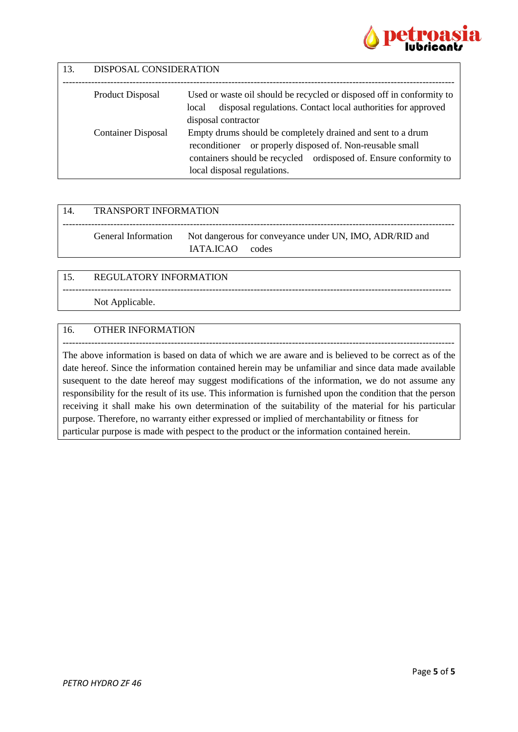## 13. DISPOSAL CONSIDERATION

| | |
|---|---|
| Product Disposal | Used or waste oil should be recycled or disposed off in conformity to local disposal regulations. Contact local authorities for approved disposal contractor |
| Container Disposal | Empty drums should be completely drained and sent to a drum reconditioner or properly disposed of. Non-reusable small containers should be recycled ordisposed of. Ensure conformity to local disposal regulations. |

## 14. TRANSPORT INFORMATION

| | |
|---|---|
| General Information | Not dangerous for conveyance under UN, IMO, ADR/RID and IATA.ICAO codes |

## 15. REGULATORY INFORMATION

Not Applicable.

## 16. OTHER INFORMATION

The above information is based on data of which we are aware and is believed to be correct as of the date hereof. Since the information contained herein may be unfamiliar and since data made available susequent to the date hereof may suggest modifications of the information, we do not assume any responsibility for the result of its use. This information is furnished upon the condition that the person receiving it shall make his own determination of the suitability of the material for his particular purpose. Therefore, no warranty either expressed or implied of merchantability or fitness for particular purpose is made with pespect to the product or the information contained herein.